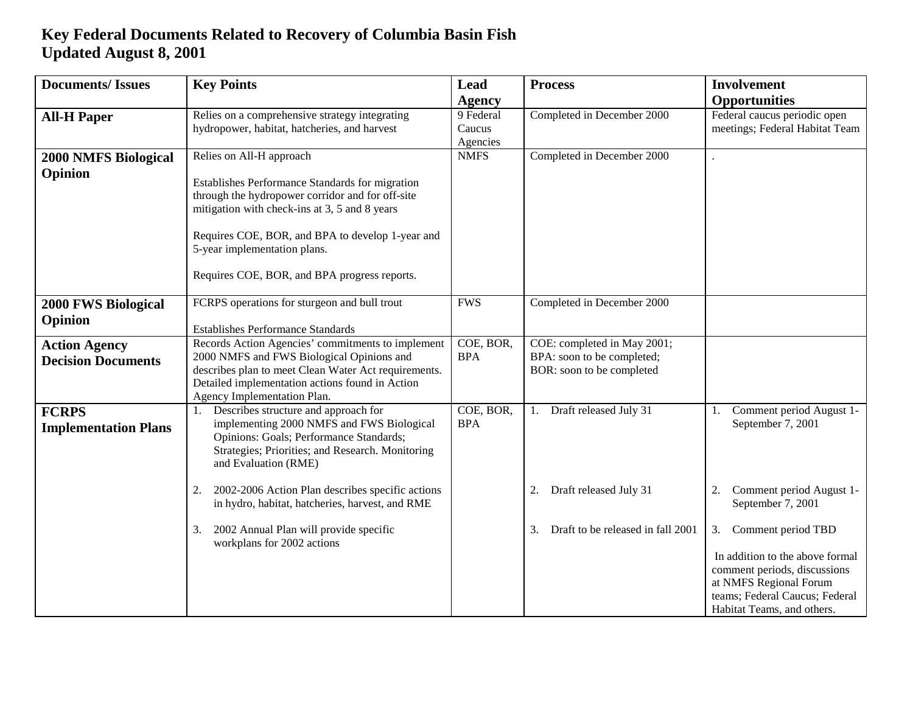# Key Federal Documents Related to Recovery of Columbia Basin Fish
# Updated August 8, 2001

| Documents/ Issues | Key Points | Lead Agency | Process | Involvement Opportunities |
|---|---|---|---|---|
| **All-H Paper** | Relies on a comprehensive strategy integrating hydropower, habitat, hatcheries, and harvest | 9 Federal Caucus Agencies | Completed in December 2000 | Federal caucus periodic open meetings; Federal Habitat Team |
| **2000 NMFS Biological Opinion** | Relies on All-H approach<br><br>Establishes Performance Standards for migration through the hydropower corridor and for off-site mitigation with check-ins at 3, 5 and 8 years<br><br>Requires COE, BOR, and BPA to develop 1-year and 5-year implementation plans.<br><br>Requires COE, BOR, and BPA progress reports. | NMFS | Completed in December 2000 | . |
| **2000 FWS Biological Opinion** | FCRPS operations for sturgeon and bull trout<br><br>Establishes Performance Standards | FWS | Completed in December 2000 | |
| **Action Agency Decision Documents** | Records Action Agencies' commitments to implement 2000 NMFS and FWS Biological Opinions and describes plan to meet Clean Water Act requirements. Detailed implementation actions found in Action Agency Implementation Plan. | COE, BOR, BPA | COE: completed in May 2001;<br>BPA: soon to be completed;<br>BOR: soon to be completed | |
| **FCRPS Implementation Plans** | 1. Describes structure and approach for implementing 2000 NMFS and FWS Biological Opinions: Goals; Performance Standards; Strategies; Priorities; and Research. Monitoring and Evaluation (RME)<br><br>2. 2002-2006 Action Plan describes specific actions in hydro, habitat, hatcheries, harvest, and RME<br><br>3. 2002 Annual Plan will provide specific workplans for 2002 actions | COE, BOR, BPA | 1. Draft released July 31<br><br>2. Draft released July 31<br><br>3. Draft to be released in fall 2001 | 1. Comment period August 1-September 7, 2001<br><br>2. Comment period August 1-September 7, 2001<br><br>3. Comment period TBD<br><br>In addition to the above formal comment periods, discussions at NMFS Regional Forum teams; Federal Caucus; Federal Habitat Teams, and others. |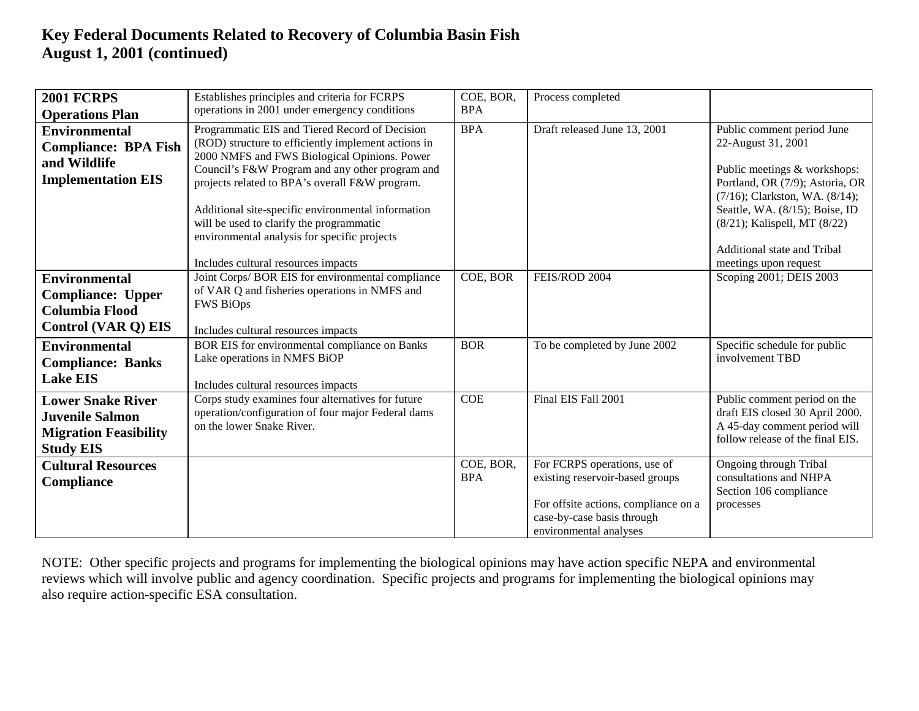**Key Federal Documents Related to Recovery of Columbia Basin Fish**
**August 1, 2001 (continued)**

| | | | | |
|---|---|---|---|---|
| **2001 FCRPS Operations Plan** | Establishes principles and criteria for FCRPS operations in 2001 under emergency conditions | COE, BOR, BPA | Process completed | |
| **Environmental Compliance: BPA Fish and Wildlife Implementation EIS** | Programmatic EIS and Tiered Record of Decision (ROD) structure to efficiently implement actions in 2000 NMFS and FWS Biological Opinions. Power Council's F&W Program and any other program and projects related to BPA's overall F&W program.<br><br>Additional site-specific environmental information will be used to clarify the programmatic environmental analysis for specific projects<br><br>Includes cultural resources impacts | BPA | Draft released June 13, 2001 | Public comment period June 22-August 31, 2001<br><br>Public meetings & workshops: Portland, OR (7/9); Astoria, OR (7/16); Clarkston, WA. (8/14); Seattle, WA. (8/15); Boise, ID (8/21); Kalispell, MT (8/22)<br><br>Additional state and Tribal meetings upon request |
| **Environmental Compliance: Upper Columbia Flood Control (VAR Q) EIS** | Joint Corps/ BOR EIS for environmental compliance of VAR Q and fisheries operations in NMFS and FWS BiOps<br><br>Includes cultural resources impacts | COE, BOR | FEIS/ROD 2004 | Scoping 2001; DEIS 2003 |
| **Environmental Compliance: Banks Lake EIS** | BOR EIS for environmental compliance on Banks Lake operations in NMFS BiOP<br><br>Includes cultural resources impacts | BOR | To be completed by June 2002 | Specific schedule for public involvement TBD |
| **Lower Snake River Juvenile Salmon Migration Feasibility Study EIS** | Corps study examines four alternatives for future operation/configuration of four major Federal dams on the lower Snake River. | COE | Final EIS Fall 2001 | Public comment period on the draft EIS closed 30 April 2000. A 45-day comment period will follow release of the final EIS. |
| **Cultural Resources Compliance** | | COE, BOR, BPA | For FCRPS operations, use of existing reservoir-based groups<br><br>For offsite actions, compliance on a case-by-case basis through environmental analyses | Ongoing through Tribal consultations and NHPA Section 106 compliance processes |

NOTE: Other specific projects and programs for implementing the biological opinions may have action specific NEPA and environmental reviews which will involve public and agency coordination. Specific projects and programs for implementing the biological opinions may also require action-specific ESA consultation.